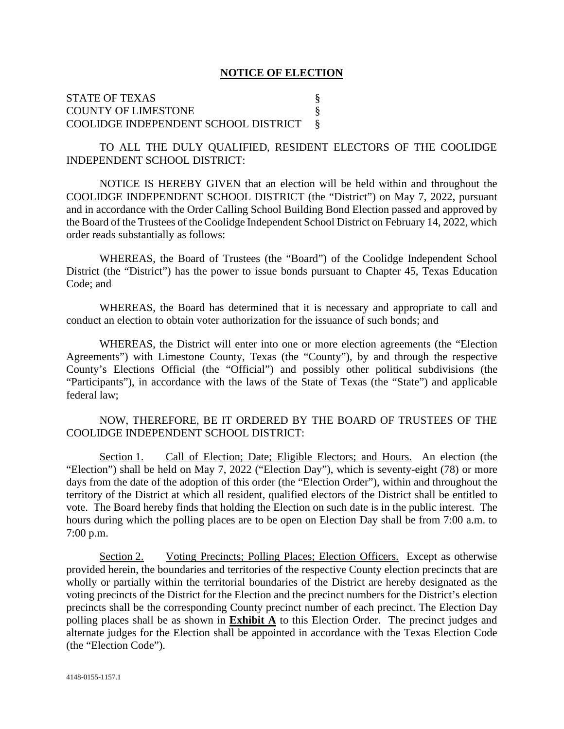# NOTICE OF ELECTION

STATE OF TEXAS §
COUNTY OF LIMESTONE §
COOLIDGE INDEPENDENT SCHOOL DISTRICT §

TO ALL THE DULY QUALIFIED, RESIDENT ELECTORS OF THE COOLIDGE INDEPENDENT SCHOOL DISTRICT:

NOTICE IS HEREBY GIVEN that an election will be held within and throughout the COOLIDGE INDEPENDENT SCHOOL DISTRICT (the "District") on May 7, 2022, pursuant and in accordance with the Order Calling School Building Bond Election passed and approved by the Board of the Trustees of the Coolidge Independent School District on February 14, 2022, which order reads substantially as follows:

WHEREAS, the Board of Trustees (the "Board") of the Coolidge Independent School District (the "District") has the power to issue bonds pursuant to Chapter 45, Texas Education Code; and

WHEREAS, the Board has determined that it is necessary and appropriate to call and conduct an election to obtain voter authorization for the issuance of such bonds; and

WHEREAS, the District will enter into one or more election agreements (the "Election Agreements") with Limestone County, Texas (the "County"), by and through the respective County's Elections Official (the "Official") and possibly other political subdivisions (the "Participants"), in accordance with the laws of the State of Texas (the "State") and applicable federal law;

NOW, THEREFORE, BE IT ORDERED BY THE BOARD OF TRUSTEES OF THE COOLIDGE INDEPENDENT SCHOOL DISTRICT:

Section 1. Call of Election; Date; Eligible Electors; and Hours. An election (the "Election") shall be held on May 7, 2022 ("Election Day"), which is seventy-eight (78) or more days from the date of the adoption of this order (the "Election Order"), within and throughout the territory of the District at which all resident, qualified electors of the District shall be entitled to vote. The Board hereby finds that holding the Election on such date is in the public interest. The hours during which the polling places are to be open on Election Day shall be from 7:00 a.m. to 7:00 p.m.

Section 2. Voting Precincts; Polling Places; Election Officers. Except as otherwise provided herein, the boundaries and territories of the respective County election precincts that are wholly or partially within the territorial boundaries of the District are hereby designated as the voting precincts of the District for the Election and the precinct numbers for the District's election precincts shall be the corresponding County precinct number of each precinct. The Election Day polling places shall be as shown in **Exhibit A** to this Election Order. The precinct judges and alternate judges for the Election shall be appointed in accordance with the Texas Election Code (the "Election Code").

4148-0155-1157.1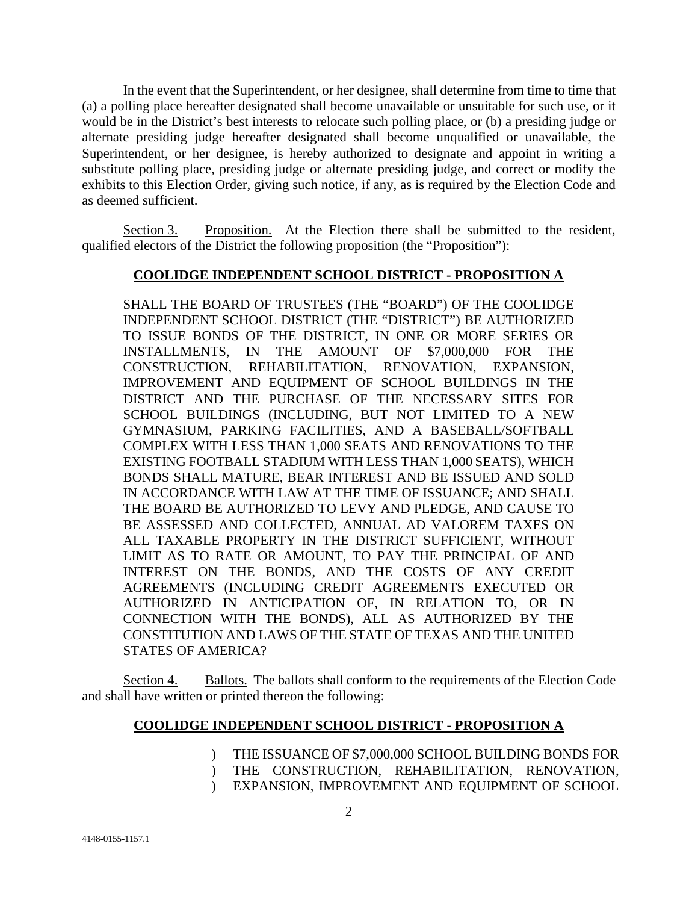In the event that the Superintendent, or her designee, shall determine from time to time that (a) a polling place hereafter designated shall become unavailable or unsuitable for such use, or it would be in the District's best interests to relocate such polling place, or (b) a presiding judge or alternate presiding judge hereafter designated shall become unqualified or unavailable, the Superintendent, or her designee, is hereby authorized to designate and appoint in writing a substitute polling place, presiding judge or alternate presiding judge, and correct or modify the exhibits to this Election Order, giving such notice, if any, as is required by the Election Code and as deemed sufficient.

Section 3. Proposition. At the Election there shall be submitted to the resident, qualified electors of the District the following proposition (the "Proposition"):

**COOLIDGE INDEPENDENT SCHOOL DISTRICT - PROPOSITION A**

SHALL THE BOARD OF TRUSTEES (THE "BOARD") OF THE COOLIDGE INDEPENDENT SCHOOL DISTRICT (THE "DISTRICT") BE AUTHORIZED TO ISSUE BONDS OF THE DISTRICT, IN ONE OR MORE SERIES OR INSTALLMENTS, IN THE AMOUNT OF $7,000,000 FOR THE CONSTRUCTION, REHABILITATION, RENOVATION, EXPANSION, IMPROVEMENT AND EQUIPMENT OF SCHOOL BUILDINGS IN THE DISTRICT AND THE PURCHASE OF THE NECESSARY SITES FOR SCHOOL BUILDINGS (INCLUDING, BUT NOT LIMITED TO A NEW GYMNASIUM, PARKING FACILITIES, AND A BASEBALL/SOFTBALL COMPLEX WITH LESS THAN 1,000 SEATS AND RENOVATIONS TO THE EXISTING FOOTBALL STADIUM WITH LESS THAN 1,000 SEATS), WHICH BONDS SHALL MATURE, BEAR INTEREST AND BE ISSUED AND SOLD IN ACCORDANCE WITH LAW AT THE TIME OF ISSUANCE; AND SHALL THE BOARD BE AUTHORIZED TO LEVY AND PLEDGE, AND CAUSE TO BE ASSESSED AND COLLECTED, ANNUAL AD VALOREM TAXES ON ALL TAXABLE PROPERTY IN THE DISTRICT SUFFICIENT, WITHOUT LIMIT AS TO RATE OR AMOUNT, TO PAY THE PRINCIPAL OF AND INTEREST ON THE BONDS, AND THE COSTS OF ANY CREDIT AGREEMENTS (INCLUDING CREDIT AGREEMENTS EXECUTED OR AUTHORIZED IN ANTICIPATION OF, IN RELATION TO, OR IN CONNECTION WITH THE BONDS), ALL AS AUTHORIZED BY THE CONSTITUTION AND LAWS OF THE STATE OF TEXAS AND THE UNITED STATES OF AMERICA?

Section 4. Ballots. The ballots shall conform to the requirements of the Election Code and shall have written or printed thereon the following:

**COOLIDGE INDEPENDENT SCHOOL DISTRICT - PROPOSITION A**

) THE ISSUANCE OF $7,000,000 SCHOOL BUILDING BONDS FOR
) THE CONSTRUCTION, REHABILITATION, RENOVATION,
) EXPANSION, IMPROVEMENT AND EQUIPMENT OF SCHOOL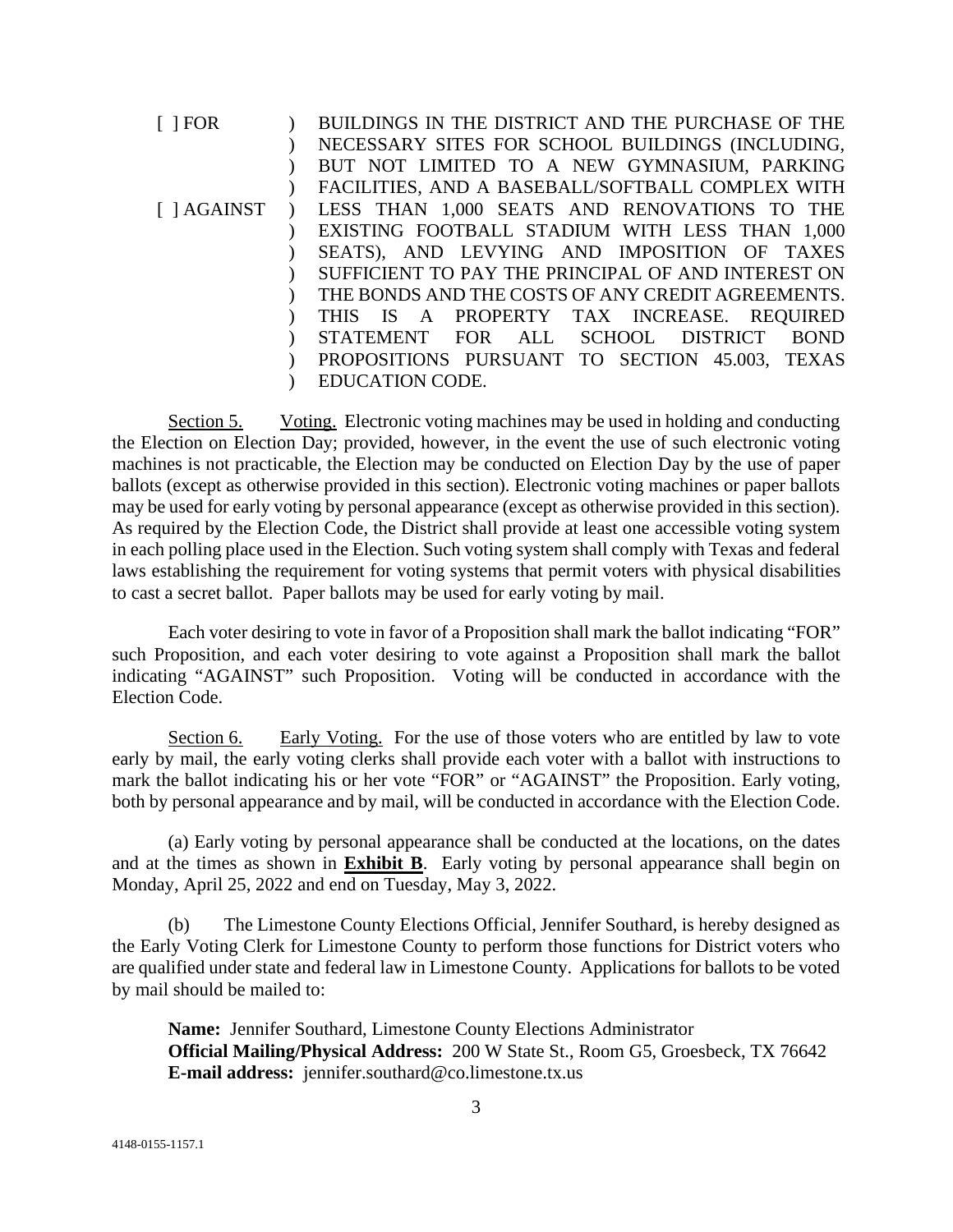| | | |
|---|---|---|
| [ ] FOR | ) | BUILDINGS IN THE DISTRICT AND THE PURCHASE OF THE |
| | ) | NECESSARY SITES FOR SCHOOL BUILDINGS (INCLUDING, |
| | ) | BUT NOT LIMITED TO A NEW GYMNASIUM, PARKING |
| | ) | FACILITIES, AND A BASEBALL/SOFTBALL COMPLEX WITH |
| [ ] AGAINST | ) | LESS THAN 1,000 SEATS AND RENOVATIONS TO THE |
| | ) | EXISTING FOOTBALL STADIUM WITH LESS THAN 1,000 |
| | ) | SEATS), AND LEVYING AND IMPOSITION OF TAXES |
| | ) | SUFFICIENT TO PAY THE PRINCIPAL OF AND INTEREST ON |
| | ) | THE BONDS AND THE COSTS OF ANY CREDIT AGREEMENTS. |
| | ) | THIS IS A PROPERTY TAX INCREASE. REQUIRED |
| | ) | STATEMENT FOR ALL SCHOOL DISTRICT BOND |
| | ) | PROPOSITIONS PURSUANT TO SECTION 45.003, TEXAS |
| | ) | EDUCATION CODE. |

Section 5. Voting. Electronic voting machines may be used in holding and conducting the Election on Election Day; provided, however, in the event the use of such electronic voting machines is not practicable, the Election may be conducted on Election Day by the use of paper ballots (except as otherwise provided in this section). Electronic voting machines or paper ballots may be used for early voting by personal appearance (except as otherwise provided in this section). As required by the Election Code, the District shall provide at least one accessible voting system in each polling place used in the Election. Such voting system shall comply with Texas and federal laws establishing the requirement for voting systems that permit voters with physical disabilities to cast a secret ballot. Paper ballots may be used for early voting by mail.

Each voter desiring to vote in favor of a Proposition shall mark the ballot indicating "FOR" such Proposition, and each voter desiring to vote against a Proposition shall mark the ballot indicating "AGAINST" such Proposition. Voting will be conducted in accordance with the Election Code.

Section 6. Early Voting. For the use of those voters who are entitled by law to vote early by mail, the early voting clerks shall provide each voter with a ballot with instructions to mark the ballot indicating his or her vote "FOR" or "AGAINST" the Proposition. Early voting, both by personal appearance and by mail, will be conducted in accordance with the Election Code.

(a) Early voting by personal appearance shall be conducted at the locations, on the dates and at the times as shown in **Exhibit B**. Early voting by personal appearance shall begin on Monday, April 25, 2022 and end on Tuesday, May 3, 2022.

(b) The Limestone County Elections Official, Jennifer Southard, is hereby designed as the Early Voting Clerk for Limestone County to perform those functions for District voters who are qualified under state and federal law in Limestone County. Applications for ballots to be voted by mail should be mailed to:

**Name:** Jennifer Southard, Limestone County Elections Administrator
**Official Mailing/Physical Address:** 200 W State St., Room G5, Groesbeck, TX 76642
**E-mail address:** jennifer.southard@co.limestone.tx.us

4148-0155-1157.1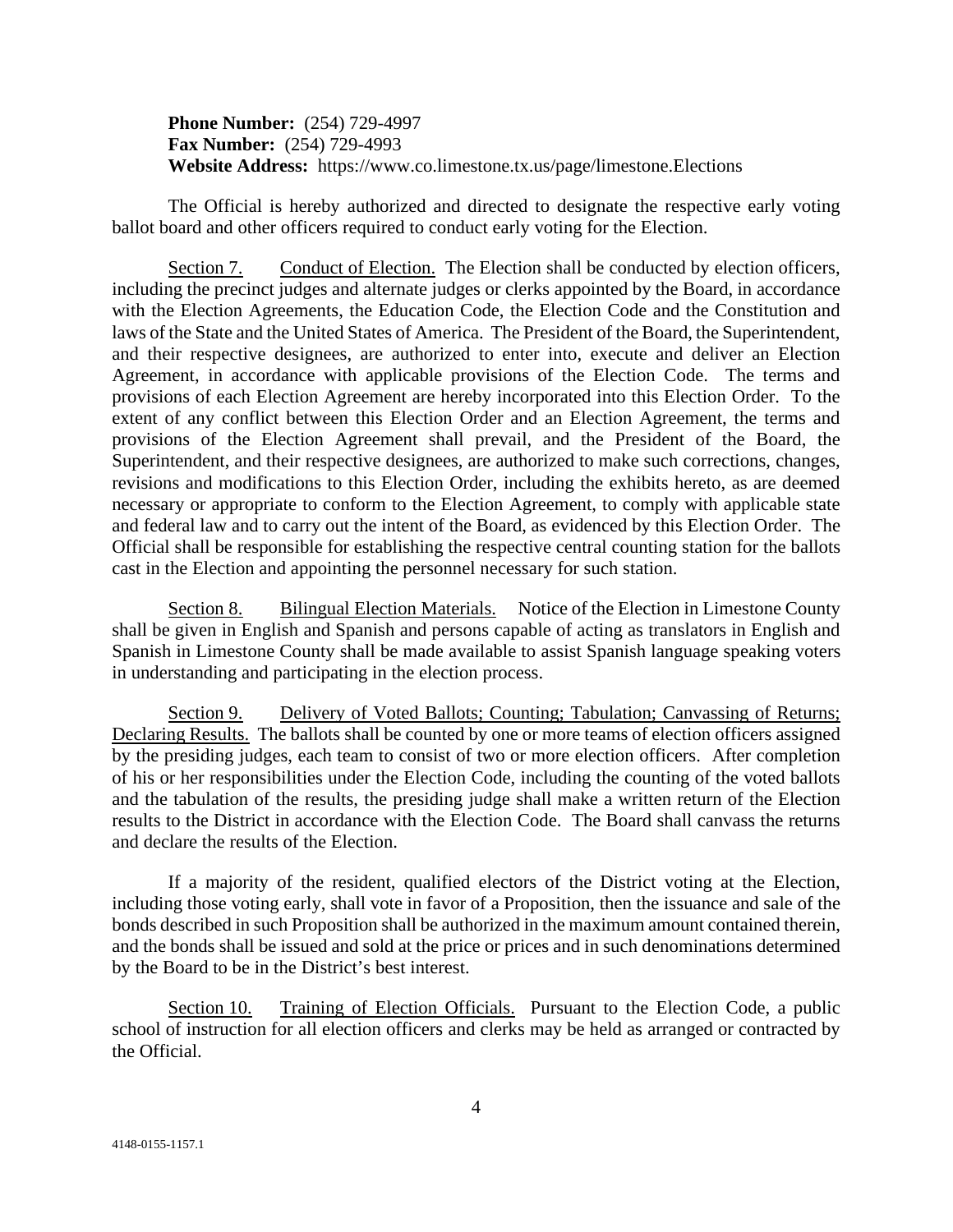**Phone Number:** (254) 729-4997
**Fax Number:** (254) 729-4993
**Website Address:** https://www.co.limestone.tx.us/page/limestone.Elections

The Official is hereby authorized and directed to designate the respective early voting ballot board and other officers required to conduct early voting for the Election.

Section 7. Conduct of Election. The Election shall be conducted by election officers, including the precinct judges and alternate judges or clerks appointed by the Board, in accordance with the Election Agreements, the Education Code, the Election Code and the Constitution and laws of the State and the United States of America. The President of the Board, the Superintendent, and their respective designees, are authorized to enter into, execute and deliver an Election Agreement, in accordance with applicable provisions of the Election Code. The terms and provisions of each Election Agreement are hereby incorporated into this Election Order. To the extent of any conflict between this Election Order and an Election Agreement, the terms and provisions of the Election Agreement shall prevail, and the President of the Board, the Superintendent, and their respective designees, are authorized to make such corrections, changes, revisions and modifications to this Election Order, including the exhibits hereto, as are deemed necessary or appropriate to conform to the Election Agreement, to comply with applicable state and federal law and to carry out the intent of the Board, as evidenced by this Election Order. The Official shall be responsible for establishing the respective central counting station for the ballots cast in the Election and appointing the personnel necessary for such station.

Section 8. Bilingual Election Materials. Notice of the Election in Limestone County shall be given in English and Spanish and persons capable of acting as translators in English and Spanish in Limestone County shall be made available to assist Spanish language speaking voters in understanding and participating in the election process.

Section 9. Delivery of Voted Ballots; Counting; Tabulation; Canvassing of Returns; Declaring Results. The ballots shall be counted by one or more teams of election officers assigned by the presiding judges, each team to consist of two or more election officers. After completion of his or her responsibilities under the Election Code, including the counting of the voted ballots and the tabulation of the results, the presiding judge shall make a written return of the Election results to the District in accordance with the Election Code. The Board shall canvass the returns and declare the results of the Election.

If a majority of the resident, qualified electors of the District voting at the Election, including those voting early, shall vote in favor of a Proposition, then the issuance and sale of the bonds described in such Proposition shall be authorized in the maximum amount contained therein, and the bonds shall be issued and sold at the price or prices and in such denominations determined by the Board to be in the District's best interest.

Section 10. Training of Election Officials. Pursuant to the Election Code, a public school of instruction for all election officers and clerks may be held as arranged or contracted by the Official.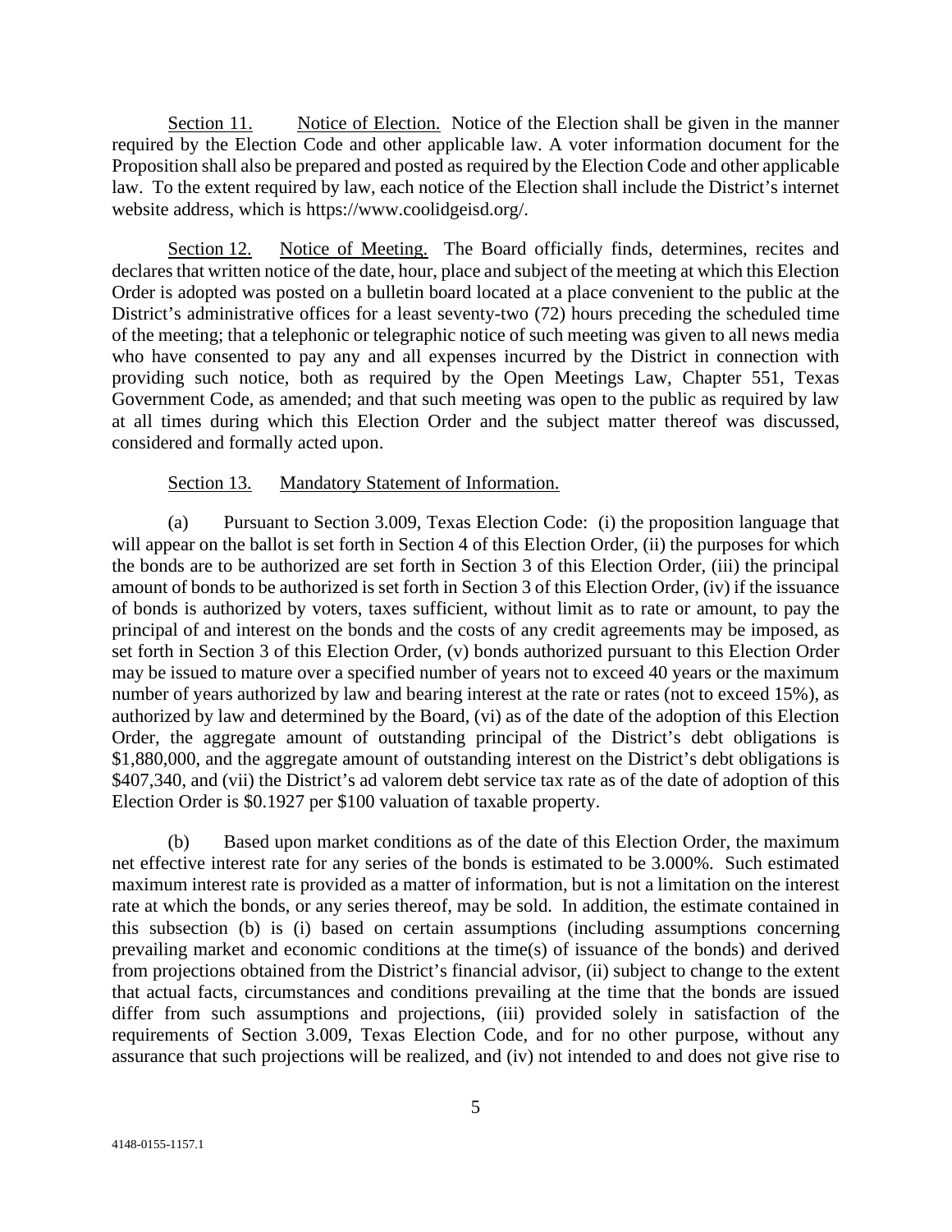Section 11. Notice of Election. Notice of the Election shall be given in the manner required by the Election Code and other applicable law. A voter information document for the Proposition shall also be prepared and posted as required by the Election Code and other applicable law. To the extent required by law, each notice of the Election shall include the District's internet website address, which is https://www.coolidgeisd.org/.

Section 12. Notice of Meeting. The Board officially finds, determines, recites and declares that written notice of the date, hour, place and subject of the meeting at which this Election Order is adopted was posted on a bulletin board located at a place convenient to the public at the District's administrative offices for a least seventy-two (72) hours preceding the scheduled time of the meeting; that a telephonic or telegraphic notice of such meeting was given to all news media who have consented to pay any and all expenses incurred by the District in connection with providing such notice, both as required by the Open Meetings Law, Chapter 551, Texas Government Code, as amended; and that such meeting was open to the public as required by law at all times during which this Election Order and the subject matter thereof was discussed, considered and formally acted upon.

Section 13. Mandatory Statement of Information.

(a) Pursuant to Section 3.009, Texas Election Code: (i) the proposition language that will appear on the ballot is set forth in Section 4 of this Election Order, (ii) the purposes for which the bonds are to be authorized are set forth in Section 3 of this Election Order, (iii) the principal amount of bonds to be authorized is set forth in Section 3 of this Election Order, (iv) if the issuance of bonds is authorized by voters, taxes sufficient, without limit as to rate or amount, to pay the principal of and interest on the bonds and the costs of any credit agreements may be imposed, as set forth in Section 3 of this Election Order, (v) bonds authorized pursuant to this Election Order may be issued to mature over a specified number of years not to exceed 40 years or the maximum number of years authorized by law and bearing interest at the rate or rates (not to exceed 15%), as authorized by law and determined by the Board, (vi) as of the date of the adoption of this Election Order, the aggregate amount of outstanding principal of the District's debt obligations is $1,880,000, and the aggregate amount of outstanding interest on the District's debt obligations is $407,340, and (vii) the District's ad valorem debt service tax rate as of the date of adoption of this Election Order is $0.1927 per $100 valuation of taxable property.

(b) Based upon market conditions as of the date of this Election Order, the maximum net effective interest rate for any series of the bonds is estimated to be 3.000%. Such estimated maximum interest rate is provided as a matter of information, but is not a limitation on the interest rate at which the bonds, or any series thereof, may be sold. In addition, the estimate contained in this subsection (b) is (i) based on certain assumptions (including assumptions concerning prevailing market and economic conditions at the time(s) of issuance of the bonds) and derived from projections obtained from the District's financial advisor, (ii) subject to change to the extent that actual facts, circumstances and conditions prevailing at the time that the bonds are issued differ from such assumptions and projections, (iii) provided solely in satisfaction of the requirements of Section 3.009, Texas Election Code, and for no other purpose, without any assurance that such projections will be realized, and (iv) not intended to and does not give rise to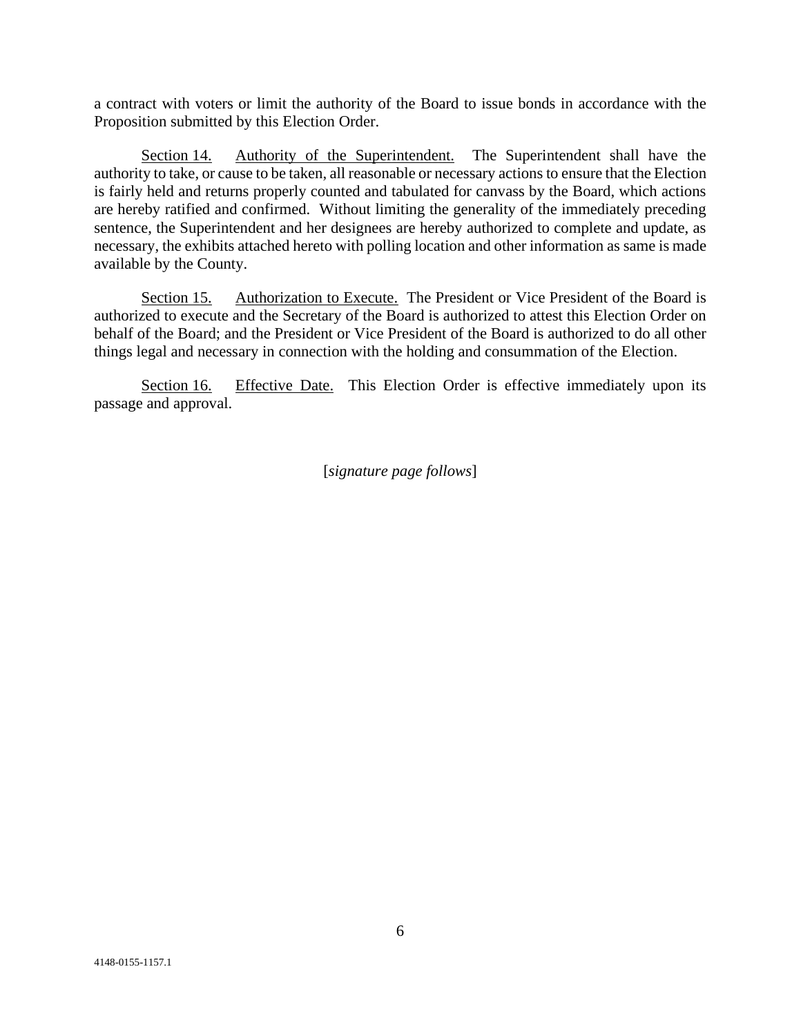a contract with voters or limit the authority of the Board to issue bonds in accordance with the Proposition submitted by this Election Order.

Section 14. Authority of the Superintendent. The Superintendent shall have the authority to take, or cause to be taken, all reasonable or necessary actions to ensure that the Election is fairly held and returns properly counted and tabulated for canvass by the Board, which actions are hereby ratified and confirmed. Without limiting the generality of the immediately preceding sentence, the Superintendent and her designees are hereby authorized to complete and update, as necessary, the exhibits attached hereto with polling location and other information as same is made available by the County.

Section 15. Authorization to Execute. The President or Vice President of the Board is authorized to execute and the Secretary of the Board is authorized to attest this Election Order on behalf of the Board; and the President or Vice President of the Board is authorized to do all other things legal and necessary in connection with the holding and consummation of the Election.

Section 16. Effective Date. This Election Order is effective immediately upon its passage and approval.

[*signature page follows*]

4148-0155-1157.1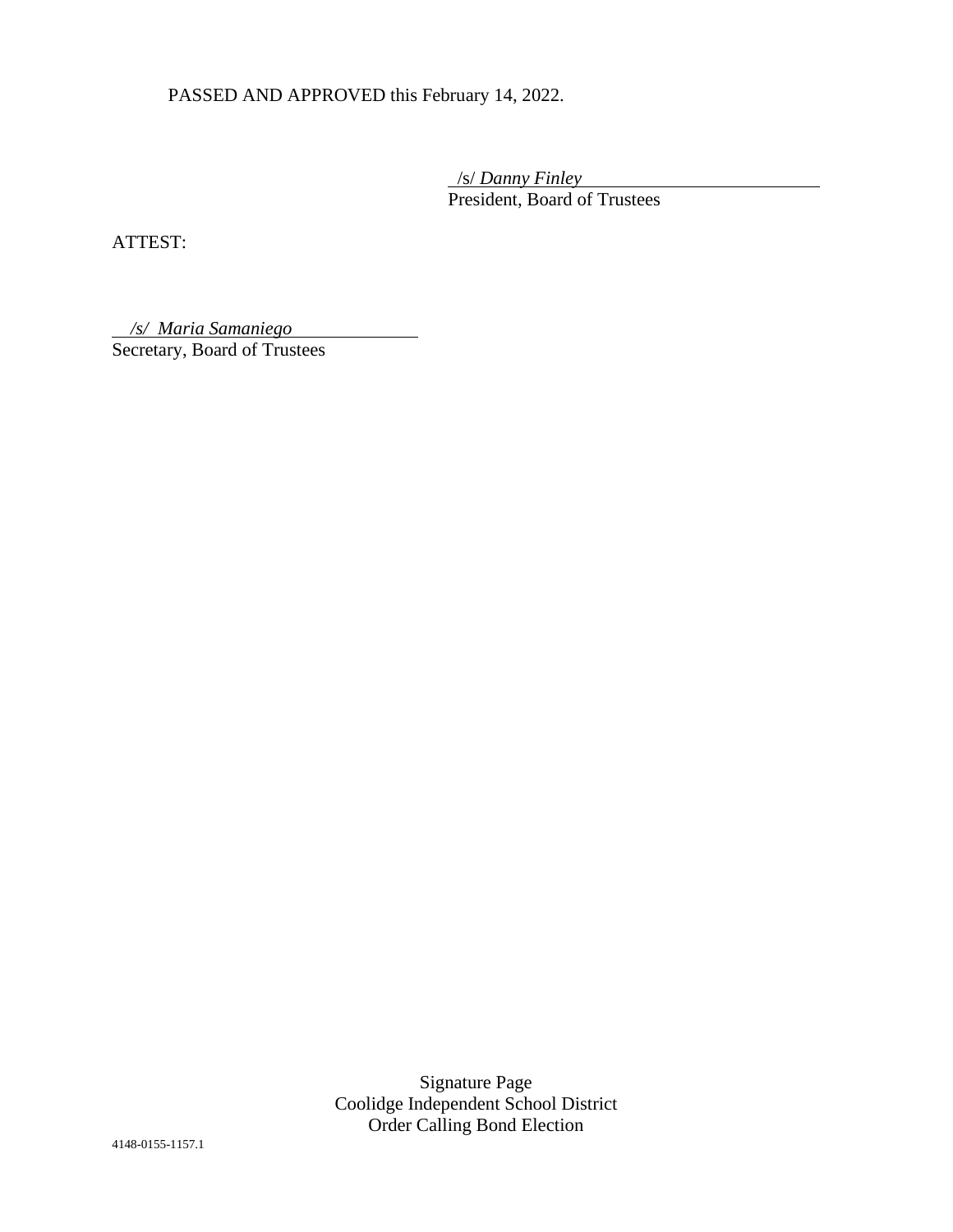PASSED AND APPROVED this February 14, 2022.

/s/ *Danny Finley*
President, Board of Trustees

ATTEST:

*/s/ Maria Samaniego*
Secretary, Board of Trustees

Signature Page
Coolidge Independent School District
Order Calling Bond Election

4148-0155-1157.1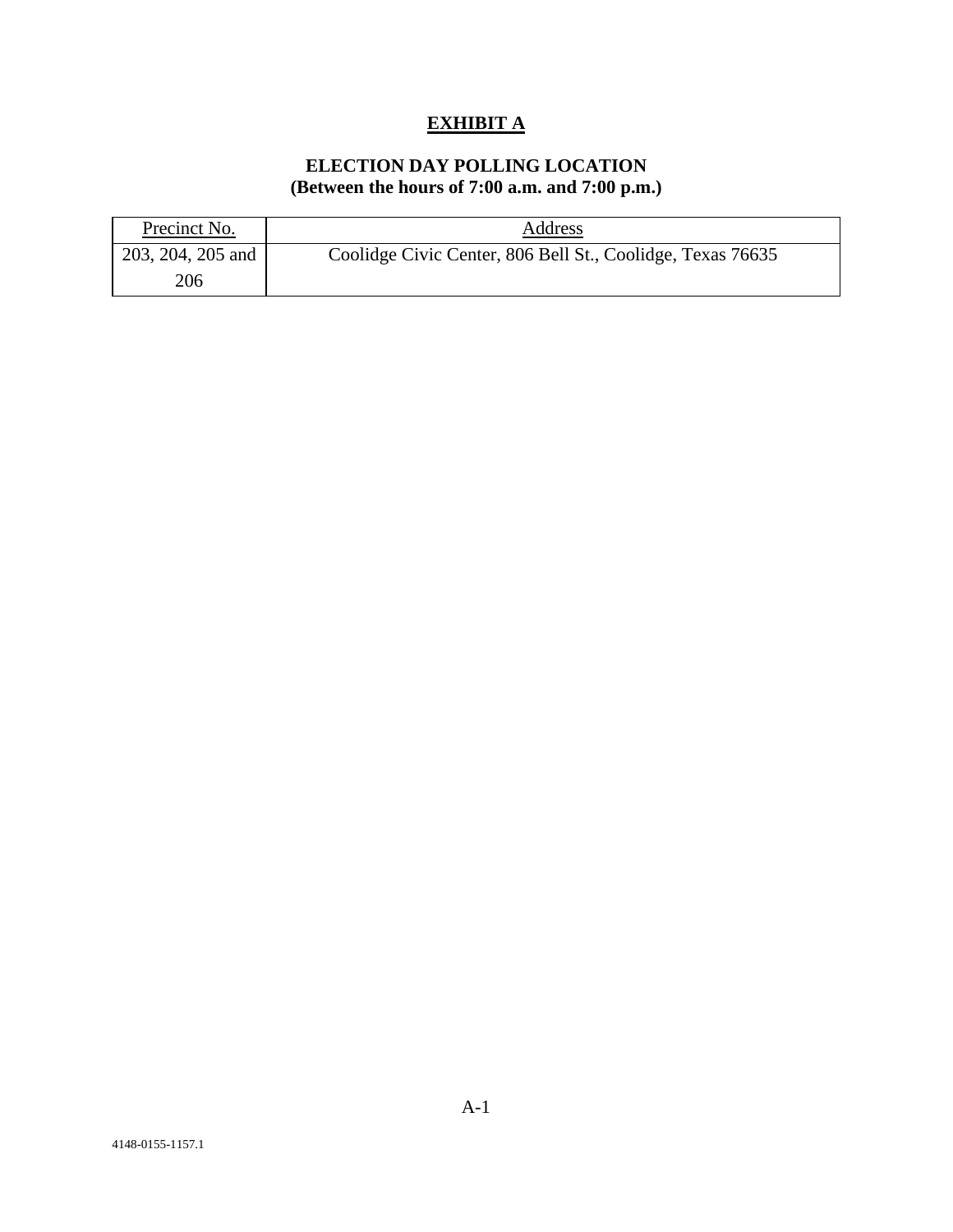# EXHIBIT A

## ELECTION DAY POLLING LOCATION
**(Between the hours of 7:00 a.m. and 7:00 p.m.)**

| Precinct No. | Address |
| --- | --- |
| 203, 204, 205 and 206 | Coolidge Civic Center, 806 Bell St., Coolidge, Texas 76635 |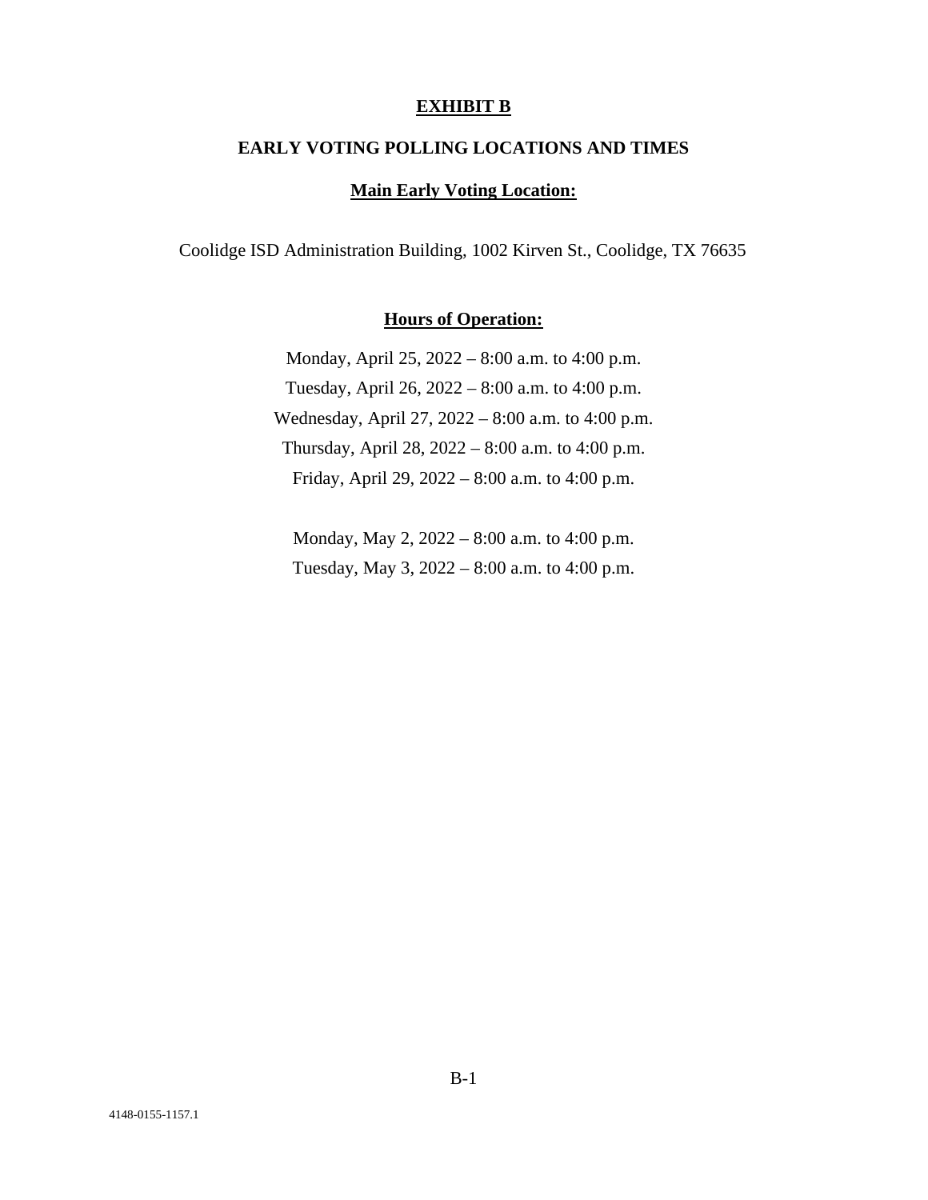## EXHIBIT B

### EARLY VOTING POLLING LOCATIONS AND TIMES

### Main Early Voting Location:

Coolidge ISD Administration Building, 1002 Kirven St., Coolidge, TX 76635

### Hours of Operation:

Monday, April 25, 2022 – 8:00 a.m. to 4:00 p.m.

Tuesday, April 26, 2022 – 8:00 a.m. to 4:00 p.m.

Wednesday, April 27, 2022 – 8:00 a.m. to 4:00 p.m.

Thursday, April 28, 2022 – 8:00 a.m. to 4:00 p.m.

Friday, April 29, 2022 – 8:00 a.m. to 4:00 p.m.

Monday, May 2, 2022 – 8:00 a.m. to 4:00 p.m.

Tuesday, May 3, 2022 – 8:00 a.m. to 4:00 p.m.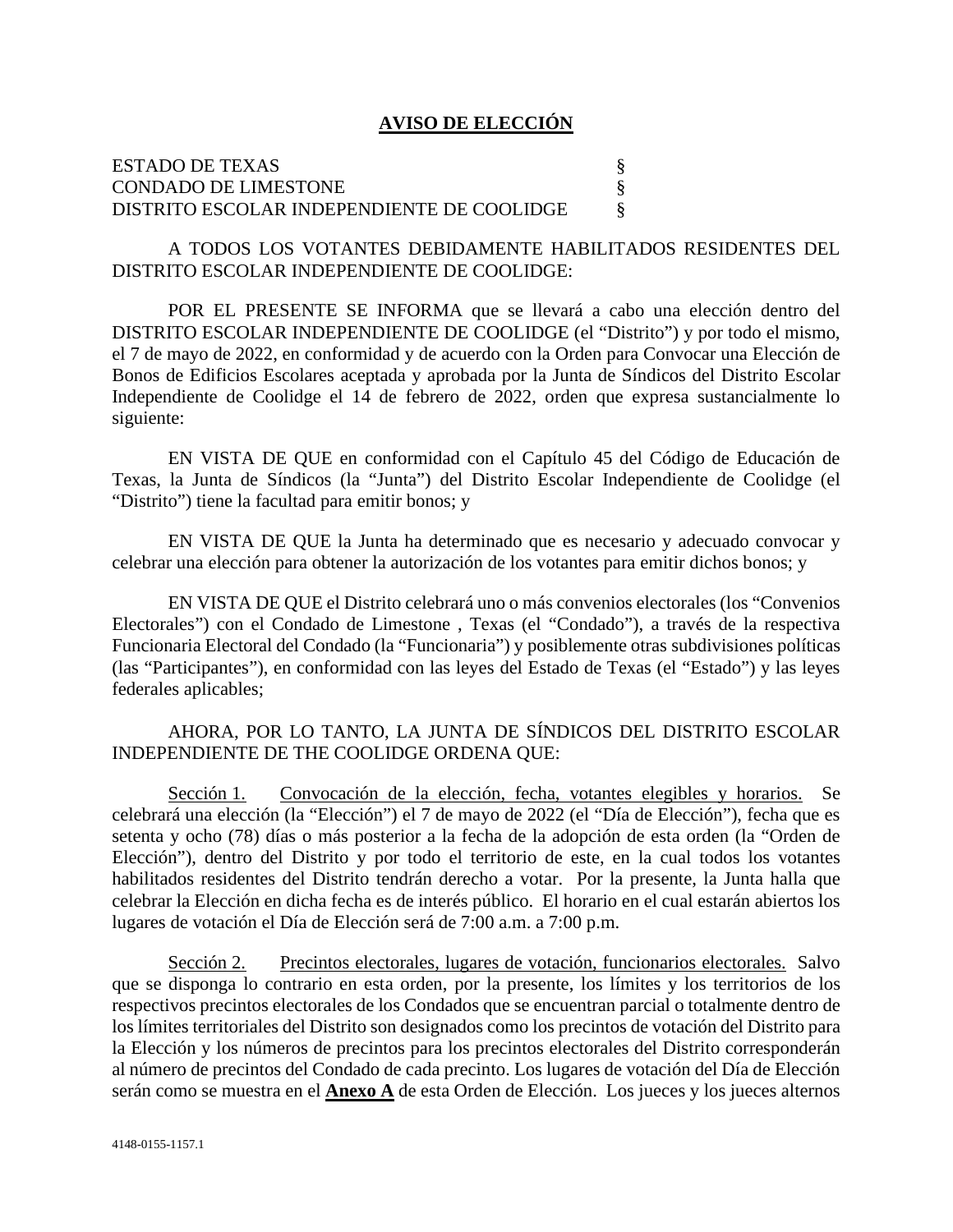# AVISO DE ELECCIÓN

ESTADO DE TEXAS §
CONDADO DE LIMESTONE §
DISTRITO ESCOLAR INDEPENDIENTE DE COOLIDGE §

A TODOS LOS VOTANTES DEBIDAMENTE HABILITADOS RESIDENTES DEL DISTRITO ESCOLAR INDEPENDIENTE DE COOLIDGE:

POR EL PRESENTE SE INFORMA que se llevará a cabo una elección dentro del DISTRITO ESCOLAR INDEPENDIENTE DE COOLIDGE (el "Distrito") y por todo el mismo, el 7 de mayo de 2022, en conformidad y de acuerdo con la Orden para Convocar una Elección de Bonos de Edificios Escolares aceptada y aprobada por la Junta de Síndicos del Distrito Escolar Independiente de Coolidge el 14 de febrero de 2022, orden que expresa sustancialmente lo siguiente:

EN VISTA DE QUE en conformidad con el Capítulo 45 del Código de Educación de Texas, la Junta de Síndicos (la "Junta") del Distrito Escolar Independiente de Coolidge (el "Distrito") tiene la facultad para emitir bonos; y

EN VISTA DE QUE la Junta ha determinado que es necesario y adecuado convocar y celebrar una elección para obtener la autorización de los votantes para emitir dichos bonos; y

EN VISTA DE QUE el Distrito celebrará uno o más convenios electorales (los "Convenios Electorales") con el Condado de Limestone , Texas (el "Condado"), a través de la respectiva Funcionaria Electoral del Condado (la "Funcionaria") y posiblemente otras subdivisiones políticas (las "Participantes"), en conformidad con las leyes del Estado de Texas (el "Estado") y las leyes federales aplicables;

AHORA, POR LO TANTO, LA JUNTA DE SÍNDICOS DEL DISTRITO ESCOLAR INDEPENDIENTE DE THE COOLIDGE ORDENA QUE:

Sección 1. Convocación de la elección, fecha, votantes elegibles y horarios. Se celebrará una elección (la "Elección") el 7 de mayo de 2022 (el "Día de Elección"), fecha que es setenta y ocho (78) días o más posterior a la fecha de la adopción de esta orden (la "Orden de Elección"), dentro del Distrito y por todo el territorio de este, en la cual todos los votantes habilitados residentes del Distrito tendrán derecho a votar. Por la presente, la Junta halla que celebrar la Elección en dicha fecha es de interés público. El horario en el cual estarán abiertos los lugares de votación el Día de Elección será de 7:00 a.m. a 7:00 p.m.

Sección 2. Precintos electorales, lugares de votación, funcionarios electorales. Salvo que se disponga lo contrario en esta orden, por la presente, los límites y los territorios de los respectivos precintos electorales de los Condados que se encuentran parcial o totalmente dentro de los límites territoriales del Distrito son designados como los precintos de votación del Distrito para la Elección y los números de precintos para los precintos electorales del Distrito corresponderán al número de precintos del Condado de cada precinto. Los lugares de votación del Día de Elección serán como se muestra en el **Anexo A** de esta Orden de Elección. Los jueces y los jueces alternos

4148-0155-1157.1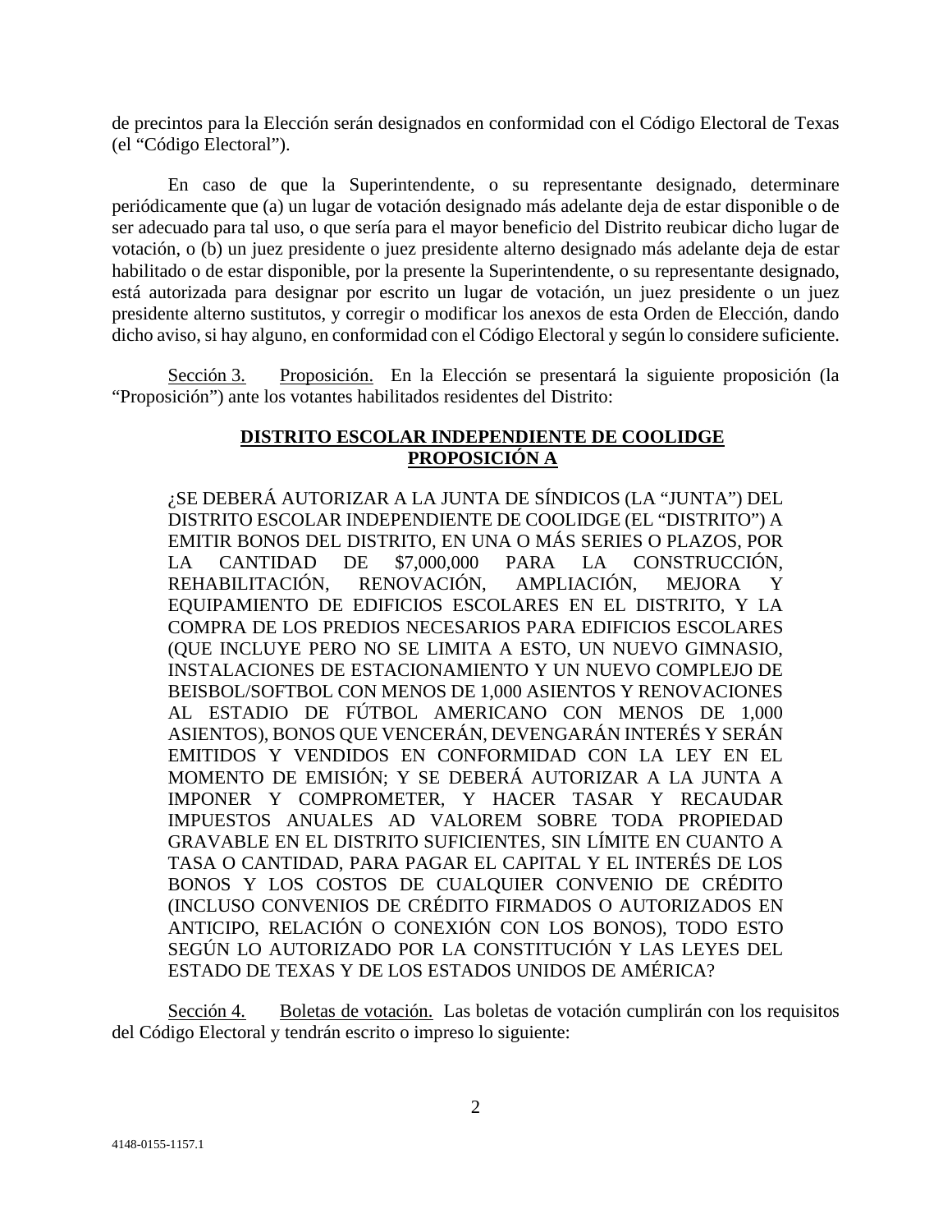de precintos para la Elección serán designados en conformidad con el Código Electoral de Texas (el "Código Electoral").

En caso de que la Superintendente, o su representante designado, determinare periódicamente que (a) un lugar de votación designado más adelante deja de estar disponible o de ser adecuado para tal uso, o que sería para el mayor beneficio del Distrito reubicar dicho lugar de votación, o (b) un juez presidente o juez presidente alterno designado más adelante deja de estar habilitado o de estar disponible, por la presente la Superintendente, o su representante designado, está autorizada para designar por escrito un lugar de votación, un juez presidente o un juez presidente alterno sustitutos, y corregir o modificar los anexos de esta Orden de Elección, dando dicho aviso, si hay alguno, en conformidad con el Código Electoral y según lo considere suficiente.

<u>Sección 3.</u> <u>Proposición.</u> En la Elección se presentará la siguiente proposición (la "Proposición") ante los votantes habilitados residentes del Distrito:

**<u>DISTRITO ESCOLAR INDEPENDIENTE DE COOLIDGE</u>**
**<u>PROPOSICIÓN A</u>**

¿SE DEBERÁ AUTORIZAR A LA JUNTA DE SÍNDICOS (LA "JUNTA") DEL DISTRITO ESCOLAR INDEPENDIENTE DE COOLIDGE (EL "DISTRITO") A EMITIR BONOS DEL DISTRITO, EN UNA O MÁS SERIES O PLAZOS, POR LA CANTIDAD DE $7,000,000 PARA LA CONSTRUCCIÓN, REHABILITACIÓN, RENOVACIÓN, AMPLIACIÓN, MEJORA Y EQUIPAMIENTO DE EDIFICIOS ESCOLARES EN EL DISTRITO, Y LA COMPRA DE LOS PREDIOS NECESARIOS PARA EDIFICIOS ESCOLARES (QUE INCLUYE PERO NO SE LIMITA A ESTO, UN NUEVO GIMNASIO, INSTALACIONES DE ESTACIONAMIENTO Y UN NUEVO COMPLEJO DE BEISBOL/SOFTBOL CON MENOS DE 1,000 ASIENTOS Y RENOVACIONES AL ESTADIO DE FÚTBOL AMERICANO CON MENOS DE 1,000 ASIENTOS), BONOS QUE VENCERÁN, DEVENGARÁN INTERÉS Y SERÁN EMITIDOS Y VENDIDOS EN CONFORMIDAD CON LA LEY EN EL MOMENTO DE EMISIÓN; Y SE DEBERÁ AUTORIZAR A LA JUNTA A IMPONER Y COMPROMETER, Y HACER TASAR Y RECAUDAR IMPUESTOS ANUALES AD VALOREM SOBRE TODA PROPIEDAD GRAVABLE EN EL DISTRITO SUFICIENTES, SIN LÍMITE EN CUANTO A TASA O CANTIDAD, PARA PAGAR EL CAPITAL Y EL INTERÉS DE LOS BONOS Y LOS COSTOS DE CUALQUIER CONVENIO DE CRÉDITO (INCLUSO CONVENIOS DE CRÉDITO FIRMADOS O AUTORIZADOS EN ANTICIPO, RELACIÓN O CONEXIÓN CON LOS BONOS), TODO ESTO SEGÚN LO AUTORIZADO POR LA CONSTITUCIÓN Y LAS LEYES DEL ESTADO DE TEXAS Y DE LOS ESTADOS UNIDOS DE AMÉRICA?

<u>Sección 4.</u> <u>Boletas de votación.</u> Las boletas de votación cumplirán con los requisitos del Código Electoral y tendrán escrito o impreso lo siguiente: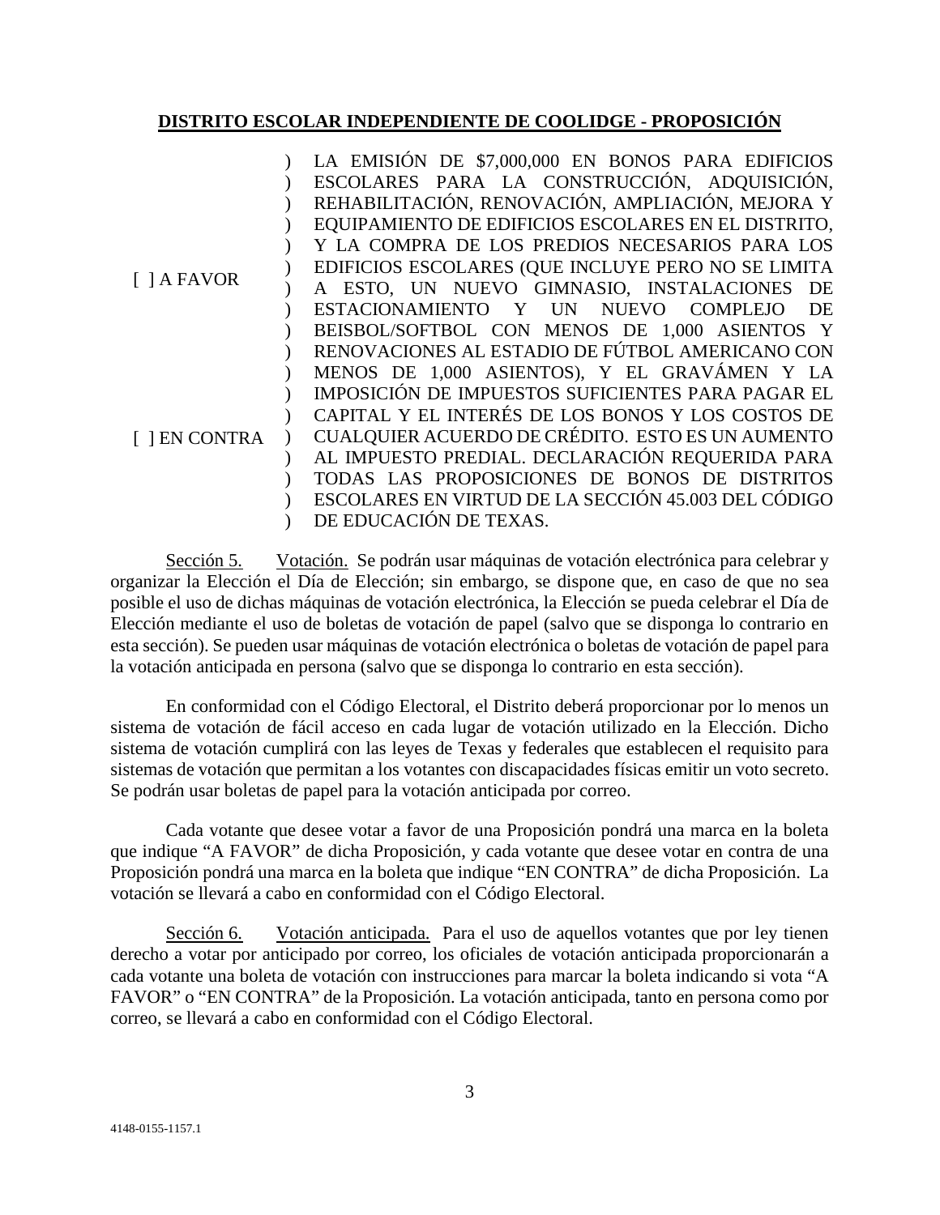**DISTRITO ESCOLAR INDEPENDIENTE DE COOLIDGE - PROPOSICIÓN**

| | |
|---|---|
| [ ] A FAVOR<br><br>[ ] EN CONTRA | LA EMISIÓN DE $7,000,000 EN BONOS PARA EDIFICIOS ESCOLARES PARA LA CONSTRUCCIÓN, ADQUISICIÓN, REHABILITACIÓN, RENOVACIÓN, AMPLIACIÓN, MEJORA Y EQUIPAMIENTO DE EDIFICIOS ESCOLARES EN EL DISTRITO, Y LA COMPRA DE LOS PREDIOS NECESARIOS PARA LOS EDIFICIOS ESCOLARES (QUE INCLUYE PERO NO SE LIMITA A ESTO, UN NUEVO GIMNASIO, INSTALACIONES DE ESTACIONAMIENTO Y UN NUEVO COMPLEJO DE BEISBOL/SOFTBOL CON MENOS DE 1,000 ASIENTOS Y RENOVACIONES AL ESTADIO DE FÚTBOL AMERICANO CON MENOS DE 1,000 ASIENTOS), Y EL GRAVÁMEN Y LA IMPOSICIÓN DE IMPUESTOS SUFICIENTES PARA PAGAR EL CAPITAL Y EL INTERÉS DE LOS BONOS Y LOS COSTOS DE CUALQUIER ACUERDO DE CRÉDITO. ESTO ES UN AUMENTO AL IMPUESTO PREDIAL. DECLARACIÓN REQUERIDA PARA TODAS LAS PROPOSICIONES DE BONOS DE DISTRITOS ESCOLARES EN VIRTUD DE LA SECCIÓN 45.003 DEL CÓDIGO DE EDUCACIÓN DE TEXAS. |

Sección 5. Votación. Se podrán usar máquinas de votación electrónica para celebrar y organizar la Elección el Día de Elección; sin embargo, se dispone que, en caso de que no sea posible el uso de dichas máquinas de votación electrónica, la Elección se pueda celebrar el Día de Elección mediante el uso de boletas de votación de papel (salvo que se disponga lo contrario en esta sección). Se pueden usar máquinas de votación electrónica o boletas de votación de papel para la votación anticipada en persona (salvo que se disponga lo contrario en esta sección).

En conformidad con el Código Electoral, el Distrito deberá proporcionar por lo menos un sistema de votación de fácil acceso en cada lugar de votación utilizado en la Elección. Dicho sistema de votación cumplirá con las leyes de Texas y federales que establecen el requisito para sistemas de votación que permitan a los votantes con discapacidades físicas emitir un voto secreto. Se podrán usar boletas de papel para la votación anticipada por correo.

Cada votante que desee votar a favor de una Proposición pondrá una marca en la boleta que indique "A FAVOR" de dicha Proposición, y cada votante que desee votar en contra de una Proposición pondrá una marca en la boleta que indique "EN CONTRA" de dicha Proposición. La votación se llevará a cabo en conformidad con el Código Electoral.

Sección 6. Votación anticipada. Para el uso de aquellos votantes que por ley tienen derecho a votar por anticipado por correo, los oficiales de votación anticipada proporcionarán a cada votante una boleta de votación con instrucciones para marcar la boleta indicando si vota "A FAVOR" o "EN CONTRA" de la Proposición. La votación anticipada, tanto en persona como por correo, se llevará a cabo en conformidad con el Código Electoral.

4148-0155-1157.1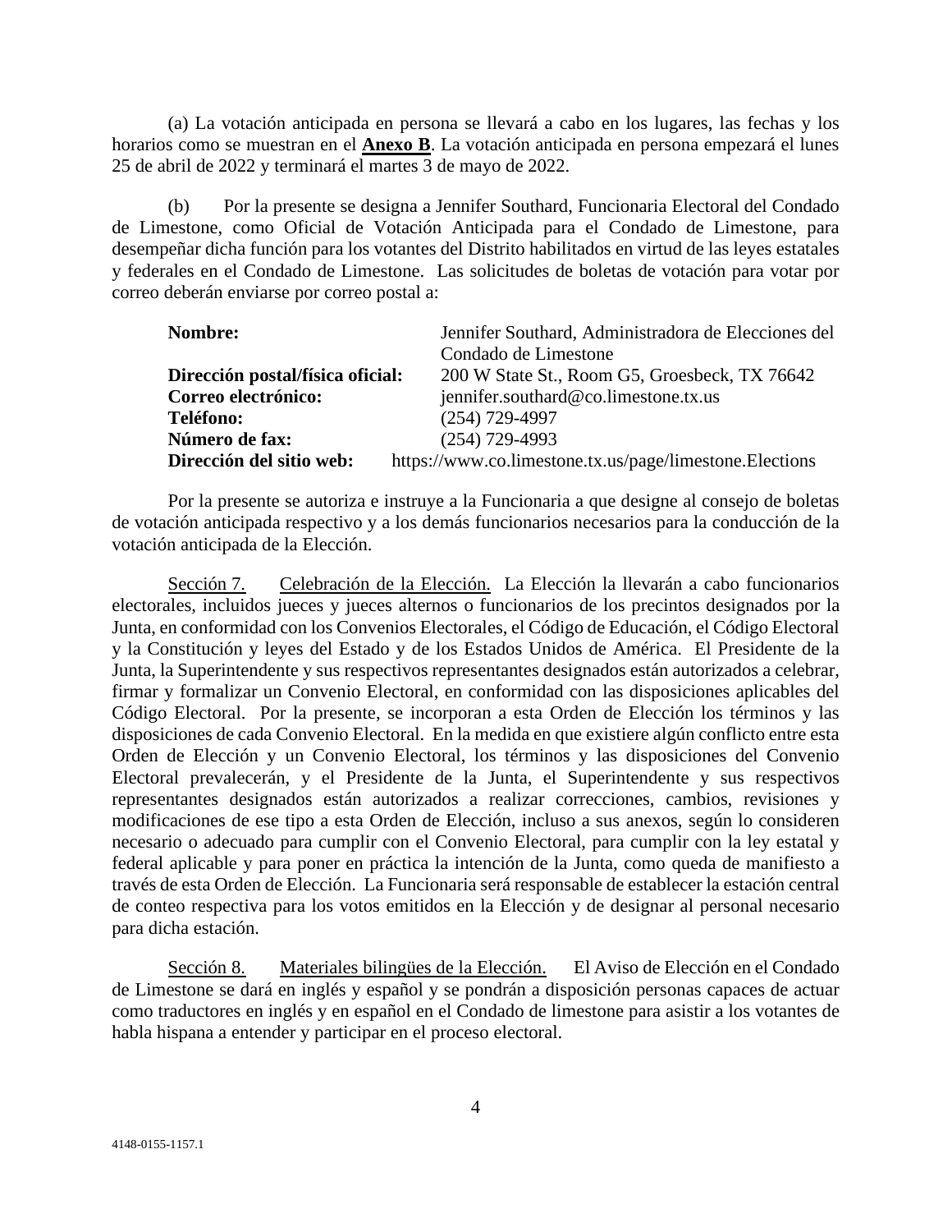(a) La votación anticipada en persona se llevará a cabo en los lugares, las fechas y los horarios como se muestran en el **Anexo B**. La votación anticipada en persona empezará el lunes 25 de abril de 2022 y terminará el martes 3 de mayo de 2022.

(b) Por la presente se designa a Jennifer Southard, Funcionaria Electoral del Condado de Limestone, como Oficial de Votación Anticipada para el Condado de Limestone, para desempeñar dicha función para los votantes del Distrito habilitados en virtud de las leyes estatales y federales en el Condado de Limestone. Las solicitudes de boletas de votación para votar por correo deberán enviarse por correo postal a:

| | |
|---|---|
| **Nombre:** | Jennifer Southard, Administradora de Elecciones del Condado de Limestone |
| **Dirección postal/física oficial:** | 200 W State St., Room G5, Groesbeck, TX 76642 |
| **Correo electrónico:** | jennifer.southard@co.limestone.tx.us |
| **Teléfono:** | (254) 729-4997 |
| **Número de fax:** | (254) 729-4993 |
| **Dirección del sitio web:** | https://www.co.limestone.tx.us/page/limestone.Elections |

Por la presente se autoriza e instruye a la Funcionaria a que designe al consejo de boletas de votación anticipada respectivo y a los demás funcionarios necesarios para la conducción de la votación anticipada de la Elección.

Sección 7. Celebración de la Elección. La Elección la llevarán a cabo funcionarios electorales, incluidos jueces y jueces alternos o funcionarios de los precintos designados por la Junta, en conformidad con los Convenios Electorales, el Código de Educación, el Código Electoral y la Constitución y leyes del Estado y de los Estados Unidos de América. El Presidente de la Junta, la Superintendente y sus respectivos representantes designados están autorizados a celebrar, firmar y formalizar un Convenio Electoral, en conformidad con las disposiciones aplicables del Código Electoral. Por la presente, se incorporan a esta Orden de Elección los términos y las disposiciones de cada Convenio Electoral. En la medida en que existiere algún conflicto entre esta Orden de Elección y un Convenio Electoral, los términos y las disposiciones del Convenio Electoral prevalecerán, y el Presidente de la Junta, el Superintendente y sus respectivos representantes designados están autorizados a realizar correcciones, cambios, revisiones y modificaciones de ese tipo a esta Orden de Elección, incluso a sus anexos, según lo consideren necesario o adecuado para cumplir con el Convenio Electoral, para cumplir con la ley estatal y federal aplicable y para poner en práctica la intención de la Junta, como queda de manifiesto a través de esta Orden de Elección. La Funcionaria será responsable de establecer la estación central de conteo respectiva para los votos emitidos en la Elección y de designar al personal necesario para dicha estación.

Sección 8. Materiales bilingües de la Elección. El Aviso de Elección en el Condado de Limestone se dará en inglés y español y se pondrán a disposición personas capaces de actuar como traductores en inglés y en español en el Condado de limestone para asistir a los votantes de habla hispana a entender y participar en el proceso electoral.

4148-0155-1157.1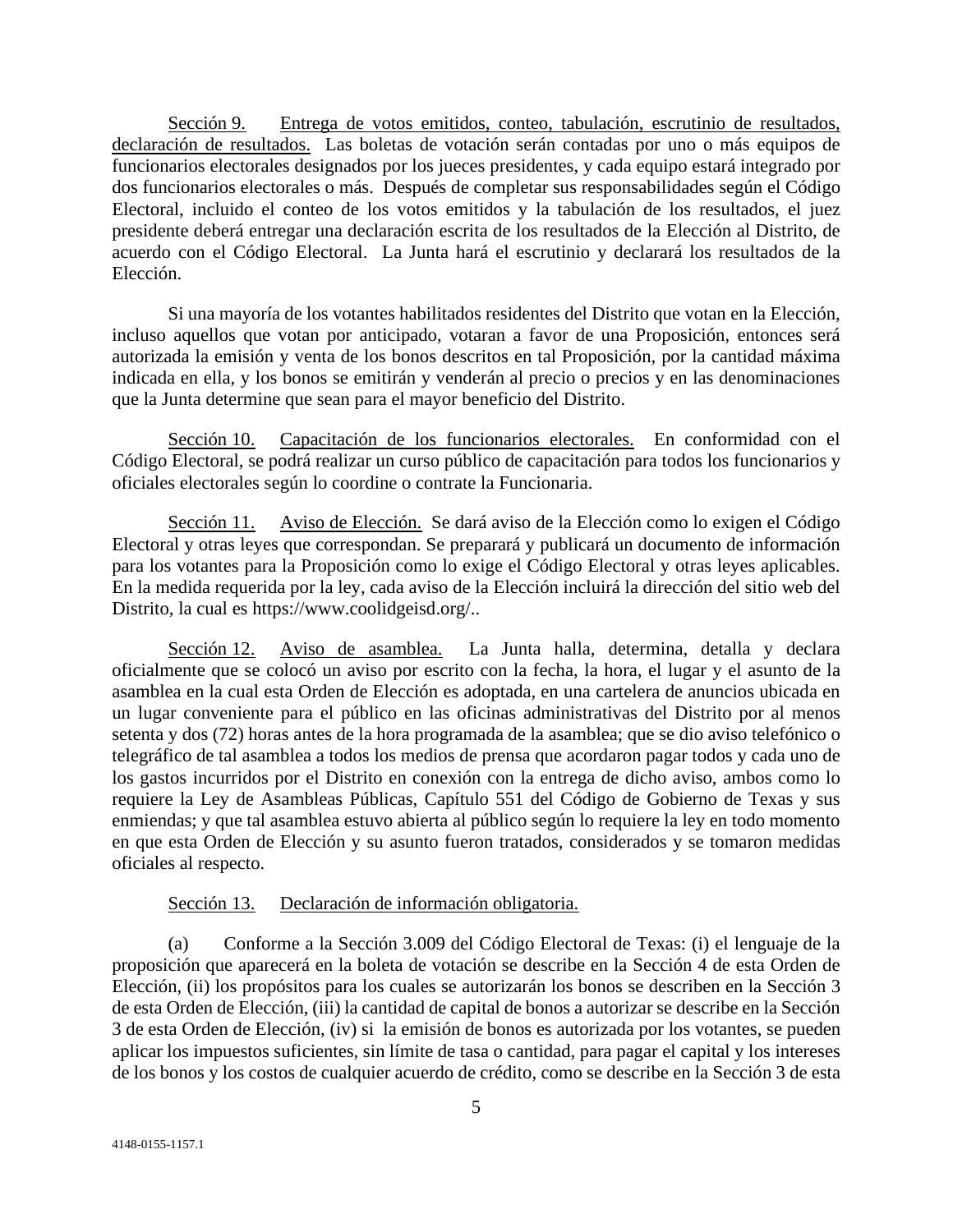Sección 9. Entrega de votos emitidos, conteo, tabulación, escrutinio de resultados, declaración de resultados. Las boletas de votación serán contadas por uno o más equipos de funcionarios electorales designados por los jueces presidentes, y cada equipo estará integrado por dos funcionarios electorales o más. Después de completar sus responsabilidades según el Código Electoral, incluido el conteo de los votos emitidos y la tabulación de los resultados, el juez presidente deberá entregar una declaración escrita de los resultados de la Elección al Distrito, de acuerdo con el Código Electoral. La Junta hará el escrutinio y declarará los resultados de la Elección.

Si una mayoría de los votantes habilitados residentes del Distrito que votan en la Elección, incluso aquellos que votan por anticipado, votaran a favor de una Proposición, entonces será autorizada la emisión y venta de los bonos descritos en tal Proposición, por la cantidad máxima indicada en ella, y los bonos se emitirán y venderán al precio o precios y en las denominaciones que la Junta determine que sean para el mayor beneficio del Distrito.

Sección 10. Capacitación de los funcionarios electorales. En conformidad con el Código Electoral, se podrá realizar un curso público de capacitación para todos los funcionarios y oficiales electorales según lo coordine o contrate la Funcionaria.

Sección 11. Aviso de Elección. Se dará aviso de la Elección como lo exigen el Código Electoral y otras leyes que correspondan. Se preparará y publicará un documento de información para los votantes para la Proposición como lo exige el Código Electoral y otras leyes aplicables. En la medida requerida por la ley, cada aviso de la Elección incluirá la dirección del sitio web del Distrito, la cual es https://www.coolidgeisd.org/..

Sección 12. Aviso de asamblea. La Junta halla, determina, detalla y declara oficialmente que se colocó un aviso por escrito con la fecha, la hora, el lugar y el asunto de la asamblea en la cual esta Orden de Elección es adoptada, en una cartelera de anuncios ubicada en un lugar conveniente para el público en las oficinas administrativas del Distrito por al menos setenta y dos (72) horas antes de la hora programada de la asamblea; que se dio aviso telefónico o telegráfico de tal asamblea a todos los medios de prensa que acordaron pagar todos y cada uno de los gastos incurridos por el Distrito en conexión con la entrega de dicho aviso, ambos como lo requiere la Ley de Asambleas Públicas, Capítulo 551 del Código de Gobierno de Texas y sus enmiendas; y que tal asamblea estuvo abierta al público según lo requiere la ley en todo momento en que esta Orden de Elección y su asunto fueron tratados, considerados y se tomaron medidas oficiales al respecto.

Sección 13. Declaración de información obligatoria.

(a) Conforme a la Sección 3.009 del Código Electoral de Texas: (i) el lenguaje de la proposición que aparecerá en la boleta de votación se describe en la Sección 4 de esta Orden de Elección, (ii) los propósitos para los cuales se autorizarán los bonos se describen en la Sección 3 de esta Orden de Elección, (iii) la cantidad de capital de bonos a autorizar se describe en la Sección 3 de esta Orden de Elección, (iv) si la emisión de bonos es autorizada por los votantes, se pueden aplicar los impuestos suficientes, sin límite de tasa o cantidad, para pagar el capital y los intereses de los bonos y los costos de cualquier acuerdo de crédito, como se describe en la Sección 3 de esta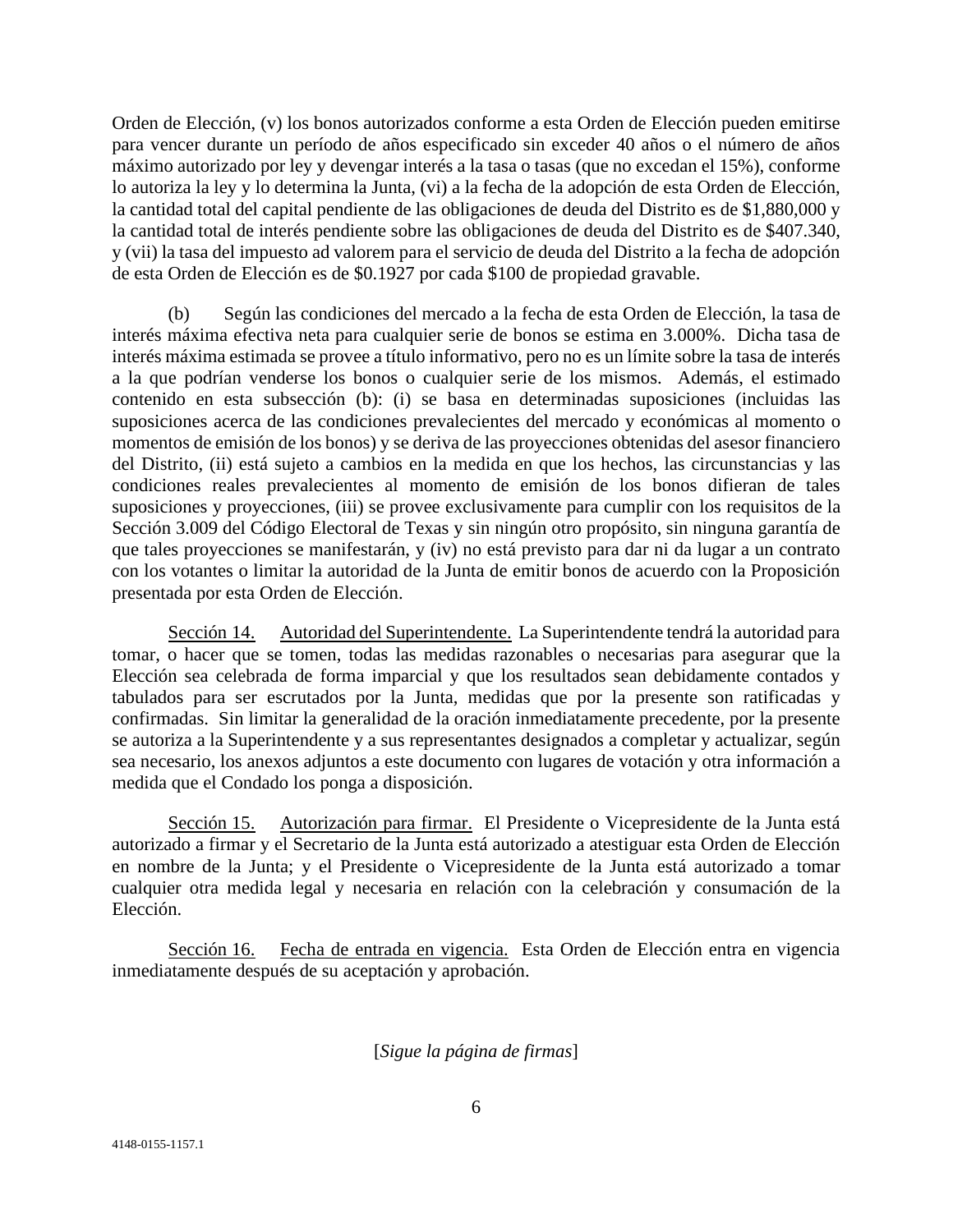Orden de Elección, (v) los bonos autorizados conforme a esta Orden de Elección pueden emitirse para vencer durante un período de años especificado sin exceder 40 años o el número de años máximo autorizado por ley y devengar interés a la tasa o tasas (que no excedan el 15%), conforme lo autoriza la ley y lo determina la Junta, (vi) a la fecha de la adopción de esta Orden de Elección, la cantidad total del capital pendiente de las obligaciones de deuda del Distrito es de $1,880,000 y la cantidad total de interés pendiente sobre las obligaciones de deuda del Distrito es de $407.340, y (vii) la tasa del impuesto ad valorem para el servicio de deuda del Distrito a la fecha de adopción de esta Orden de Elección es de $0.1927 por cada $100 de propiedad gravable.

(b) Según las condiciones del mercado a la fecha de esta Orden de Elección, la tasa de interés máxima efectiva neta para cualquier serie de bonos se estima en 3.000%. Dicha tasa de interés máxima estimada se provee a título informativo, pero no es un límite sobre la tasa de interés a la que podrían venderse los bonos o cualquier serie de los mismos. Además, el estimado contenido en esta subsección (b): (i) se basa en determinadas suposiciones (incluidas las suposiciones acerca de las condiciones prevalecientes del mercado y económicas al momento o momentos de emisión de los bonos) y se deriva de las proyecciones obtenidas del asesor financiero del Distrito, (ii) está sujeto a cambios en la medida en que los hechos, las circunstancias y las condiciones reales prevalecientes al momento de emisión de los bonos difieran de tales suposiciones y proyecciones, (iii) se provee exclusivamente para cumplir con los requisitos de la Sección 3.009 del Código Electoral de Texas y sin ningún otro propósito, sin ninguna garantía de que tales proyecciones se manifestarán, y (iv) no está previsto para dar ni da lugar a un contrato con los votantes o limitar la autoridad de la Junta de emitir bonos de acuerdo con la Proposición presentada por esta Orden de Elección.

Sección 14. Autoridad del Superintendente. La Superintendente tendrá la autoridad para tomar, o hacer que se tomen, todas las medidas razonables o necesarias para asegurar que la Elección sea celebrada de forma imparcial y que los resultados sean debidamente contados y tabulados para ser escrutados por la Junta, medidas que por la presente son ratificadas y confirmadas. Sin limitar la generalidad de la oración inmediatamente precedente, por la presente se autoriza a la Superintendente y a sus representantes designados a completar y actualizar, según sea necesario, los anexos adjuntos a este documento con lugares de votación y otra información a medida que el Condado los ponga a disposición.

Sección 15. Autorización para firmar. El Presidente o Vicepresidente de la Junta está autorizado a firmar y el Secretario de la Junta está autorizado a atestiguar esta Orden de Elección en nombre de la Junta; y el Presidente o Vicepresidente de la Junta está autorizado a tomar cualquier otra medida legal y necesaria en relación con la celebración y consumación de la Elección.

Sección 16. Fecha de entrada en vigencia. Esta Orden de Elección entra en vigencia inmediatamente después de su aceptación y aprobación.

[*Sigue la página de firmas*]

4148-0155-1157.1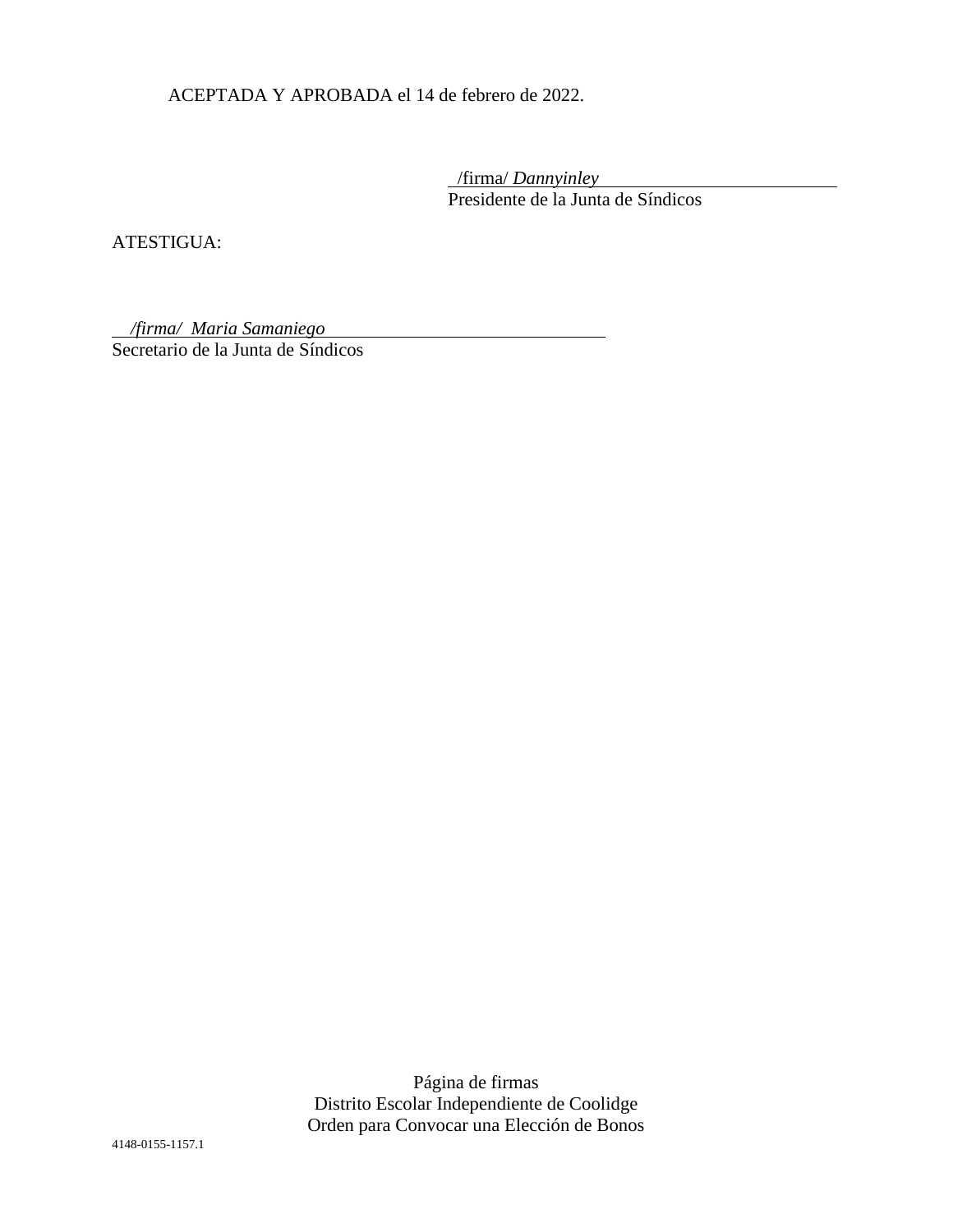ACEPTADA Y APROBADA el 14 de febrero de 2022.

/firma/ *Dannyinley*
Presidente de la Junta de Síndicos

ATESTIGUA:

*/firma/ Maria Samaniego*
Secretario de la Junta de Síndicos

Página de firmas
Distrito Escolar Independiente de Coolidge
Orden para Convocar una Elección de Bonos

4148-0155-1157.1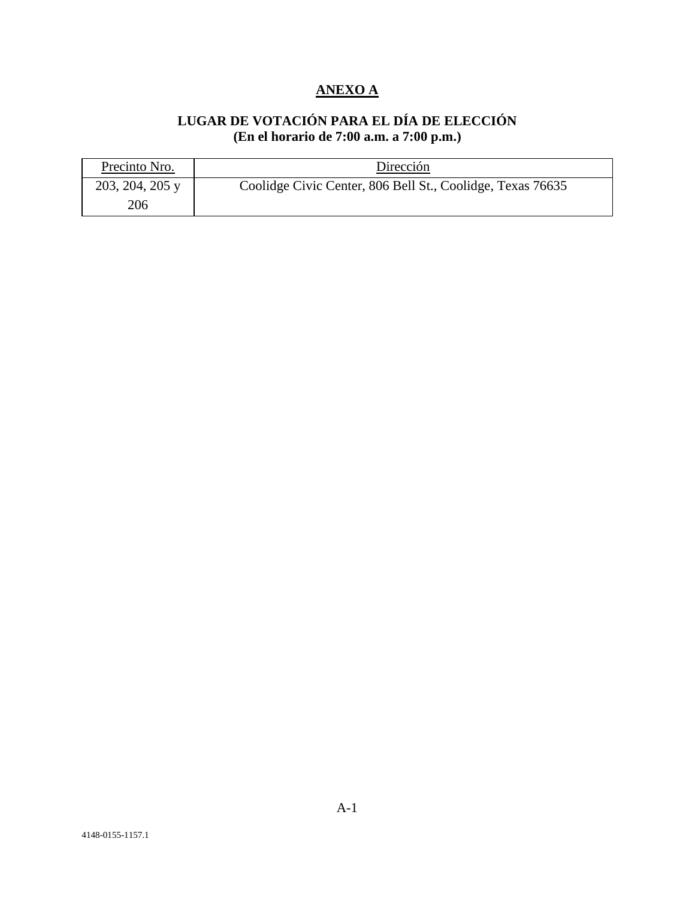## ANEXO A

### LUGAR DE VOTACIÓN PARA EL DÍA DE ELECCIÓN
**(En el horario de 7:00 a.m. a 7:00 p.m.)**

| Precinto Nro. | Dirección |
|---|---|
| 203, 204, 205 y 206 | Coolidge Civic Center, 806 Bell St., Coolidge, Texas 76635 |

4148-0155-1157.1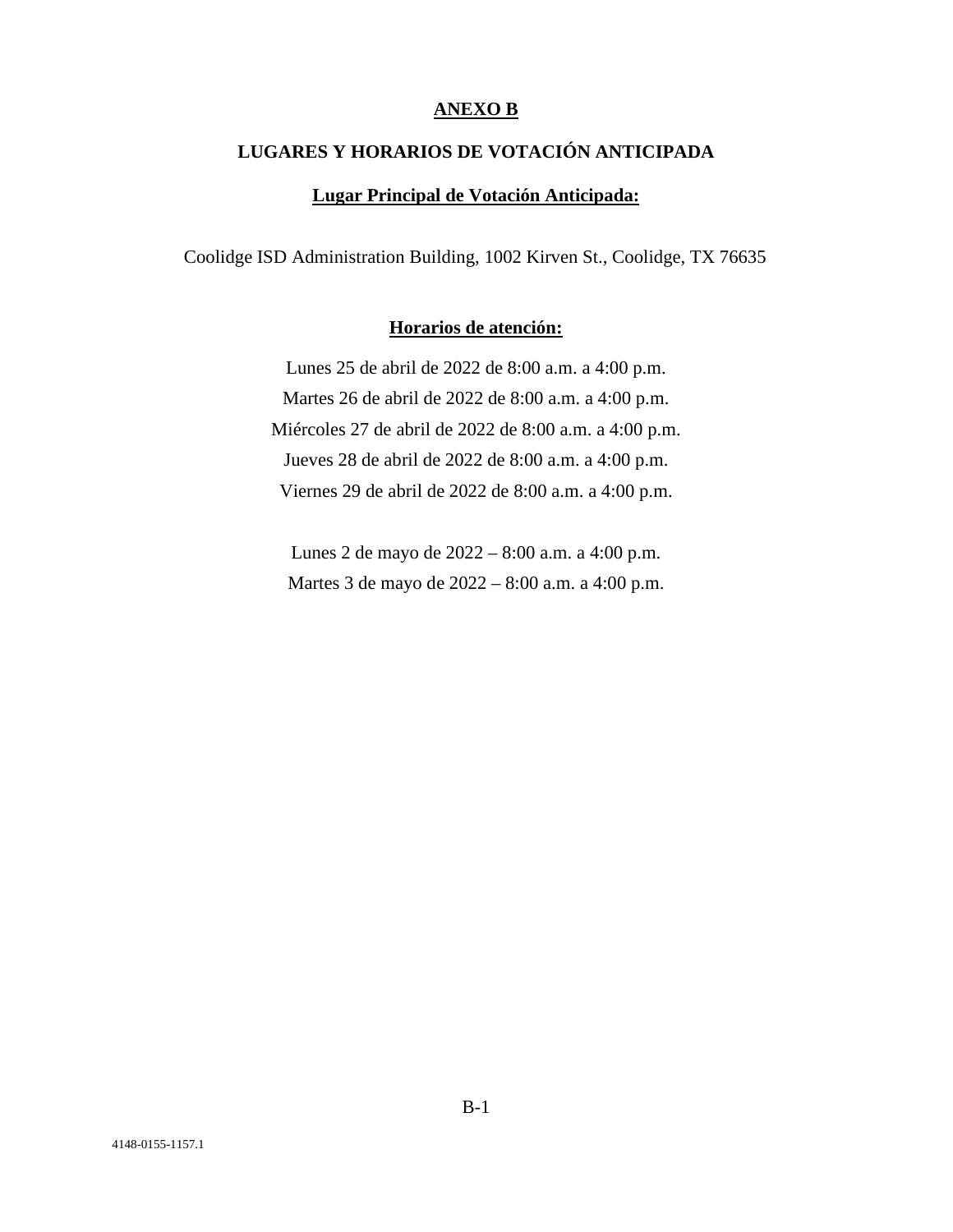# ANEXO B

## LUGARES Y HORARIOS DE VOTACIÓN ANTICIPADA

### Lugar Principal de Votación Anticipada:

Coolidge ISD Administration Building, 1002 Kirven St., Coolidge, TX 76635

### Horarios de atención:

Lunes 25 de abril de 2022 de 8:00 a.m. a 4:00 p.m.
Martes 26 de abril de 2022 de 8:00 a.m. a 4:00 p.m.
Miércoles 27 de abril de 2022 de 8:00 a.m. a 4:00 p.m.
Jueves 28 de abril de 2022 de 8:00 a.m. a 4:00 p.m.
Viernes 29 de abril de 2022 de 8:00 a.m. a 4:00 p.m.

Lunes 2 de mayo de 2022 – 8:00 a.m. a 4:00 p.m.
Martes 3 de mayo de 2022 – 8:00 a.m. a 4:00 p.m.

4148-0155-1157.1